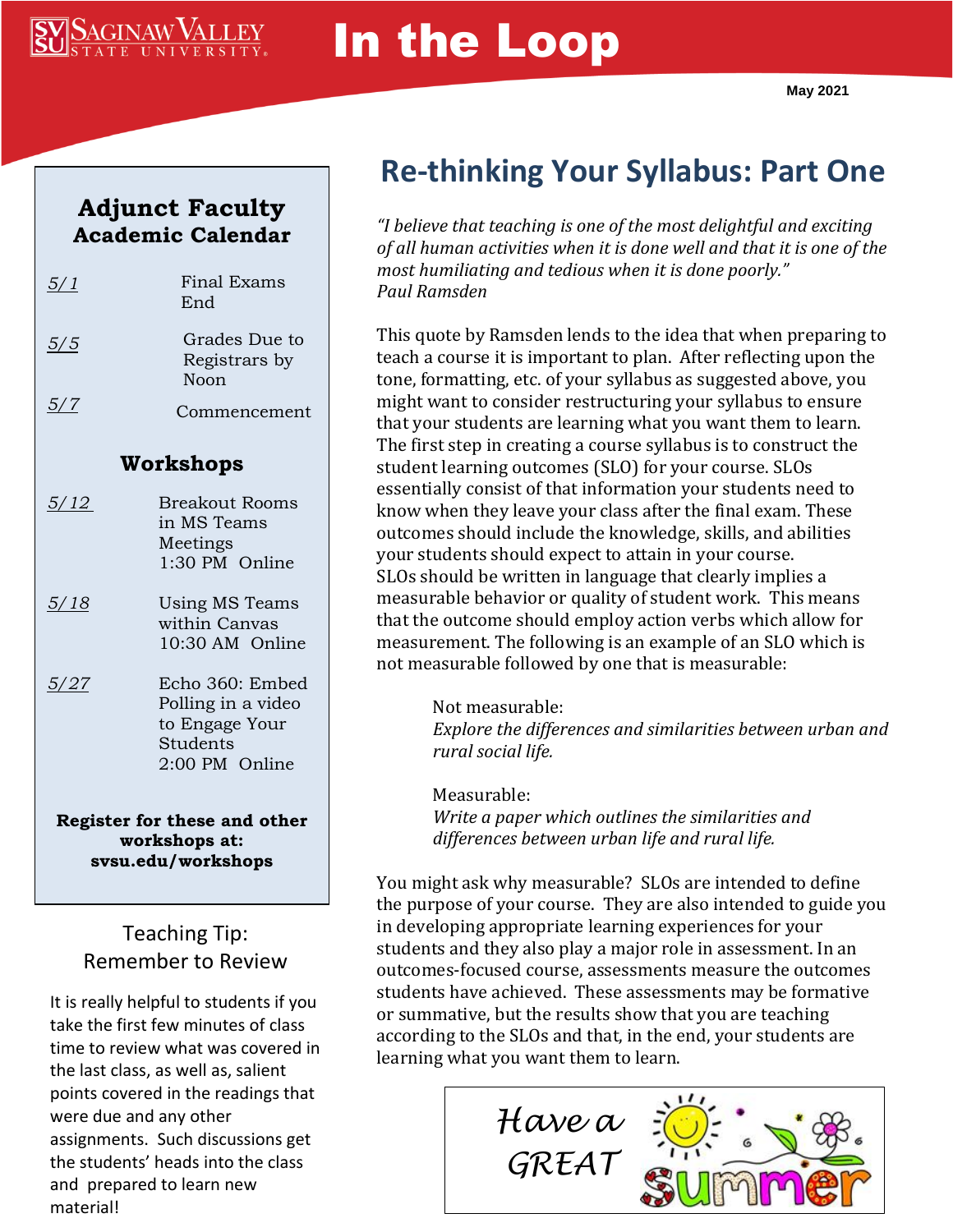# In the Loop

May 2021

## Adjunct Faculty Academic Calendar

| | |
|---|---|
| 5/1 | Final Exams End |
| 5/5 | Grades Due to Registrars by Noon |
| 5/7 | Commencement |

### Workshops

| | |
|---|---|
| 5/12 | Breakout Rooms in MS Teams Meetings 1:30 PM Online |
| 5/18 | Using MS Teams within Canvas 10:30 AM Online |
| 5/27 | Echo 360: Embed Polling in a video to Engage Your Students 2:00 PM Online |

**Register for these and other workshops at: svsu.edu/workshops**

## Teaching Tip: Remember to Review

It is really helpful to students if you take the first few minutes of class time to review what was covered in the last class, as well as, salient points covered in the readings that were due and any other assignments. Such discussions get the students' heads into the class and prepared to learn new material!

# Re-thinking Your Syllabus: Part One

*"I believe that teaching is one of the most delightful and exciting of all human activities when it is done well and that it is one of the most humiliating and tedious when it is done poorly."*
*Paul Ramsden*

This quote by Ramsden lends to the idea that when preparing to teach a course it is important to plan. After reflecting upon the tone, formatting, etc. of your syllabus as suggested above, you might want to consider restructuring your syllabus to ensure that your students are learning what you want them to learn. The first step in creating a course syllabus is to construct the student learning outcomes (SLO) for your course. SLOs essentially consist of that information your students need to know when they leave your class after the final exam. These outcomes should include the knowledge, skills, and abilities your students should expect to attain in your course. SLOs should be written in language that clearly implies a measurable behavior or quality of student work. This means that the outcome should employ action verbs which allow for measurement. The following is an example of an SLO which is not measurable followed by one that is measurable:

> Not measurable:
> *Explore the differences and similarities between urban and rural social life.*
>
> Measurable:
> *Write a paper which outlines the similarities and differences between urban life and rural life.*

You might ask why measurable? SLOs are intended to define the purpose of your course. They are also intended to guide you in developing appropriate learning experiences for your students and they also play a major role in assessment. In an outcomes-focused course, assessments measure the outcomes students have achieved. These assessments may be formative or summative, but the results show that you are teaching according to the SLOs and that, in the end, your students are learning what you want them to learn.

Have a GREAT summer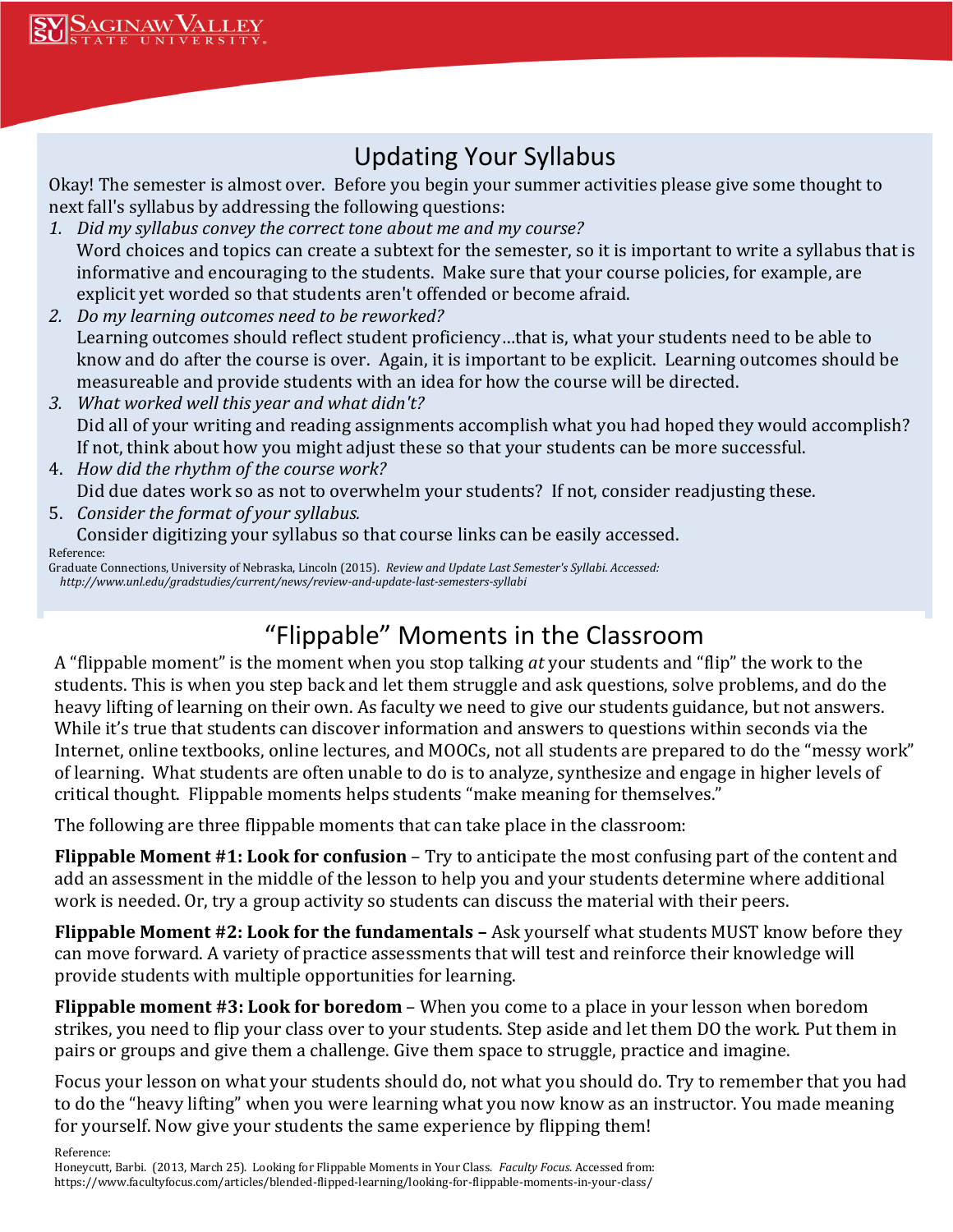## Updating Your Syllabus

Okay! The semester is almost over. Before you begin your summer activities please give some thought to next fall's syllabus by addressing the following questions:

1. *Did my syllabus convey the correct tone about me and my course?*
   Word choices and topics can create a subtext for the semester, so it is important to write a syllabus that is informative and encouraging to the students. Make sure that your course policies, for example, are explicit yet worded so that students aren't offended or become afraid.
2. *Do my learning outcomes need to be reworked?*
   Learning outcomes should reflect student proficiency…that is, what your students need to be able to know and do after the course is over. Again, it is important to be explicit. Learning outcomes should be measureable and provide students with an idea for how the course will be directed.
3. *What worked well this year and what didn't?*
   Did all of your writing and reading assignments accomplish what you had hoped they would accomplish? If not, think about how you might adjust these so that your students can be more successful.
4. *How did the rhythm of the course work?*
   Did due dates work so as not to overwhelm your students? If not, consider readjusting these.
5. *Consider the format of your syllabus.*
   Consider digitizing your syllabus so that course links can be easily accessed.

Reference:
Graduate Connections, University of Nebraska, Lincoln (2015). *Review and Update Last Semester's Syllabi. Accessed: http://www.unl.edu/gradstudies/current/news/review-and-update-last-semesters-syllabi*

## "Flippable" Moments in the Classroom

A "flippable moment" is the moment when you stop talking *at* your students and "flip" the work to the students. This is when you step back and let them struggle and ask questions, solve problems, and do the heavy lifting of learning on their own. As faculty we need to give our students guidance, but not answers. While it's true that students can discover information and answers to questions within seconds via the Internet, online textbooks, online lectures, and MOOCs, not all students are prepared to do the "messy work" of learning. What students are often unable to do is to analyze, synthesize and engage in higher levels of critical thought. Flippable moments helps students "make meaning for themselves."

The following are three flippable moments that can take place in the classroom:

**Flippable Moment #1: Look for confusion** – Try to anticipate the most confusing part of the content and add an assessment in the middle of the lesson to help you and your students determine where additional work is needed. Or, try a group activity so students can discuss the material with their peers.

**Flippable Moment #2: Look for the fundamentals –** Ask yourself what students MUST know before they can move forward. A variety of practice assessments that will test and reinforce their knowledge will provide students with multiple opportunities for learning.

**Flippable moment #3: Look for boredom** – When you come to a place in your lesson when boredom strikes, you need to flip your class over to your students. Step aside and let them DO the work. Put them in pairs or groups and give them a challenge. Give them space to struggle, practice and imagine.

Focus your lesson on what your students should do, not what you should do. Try to remember that you had to do the "heavy lifting" when you were learning what you now know as an instructor. You made meaning for yourself. Now give your students the same experience by flipping them!

Reference:
Honeycutt, Barbi. (2013, March 25). Looking for Flippable Moments in Your Class. *Faculty Focus*. Accessed from: https://www.facultyfocus.com/articles/blended-flipped-learning/looking-for-flippable-moments-in-your-class/